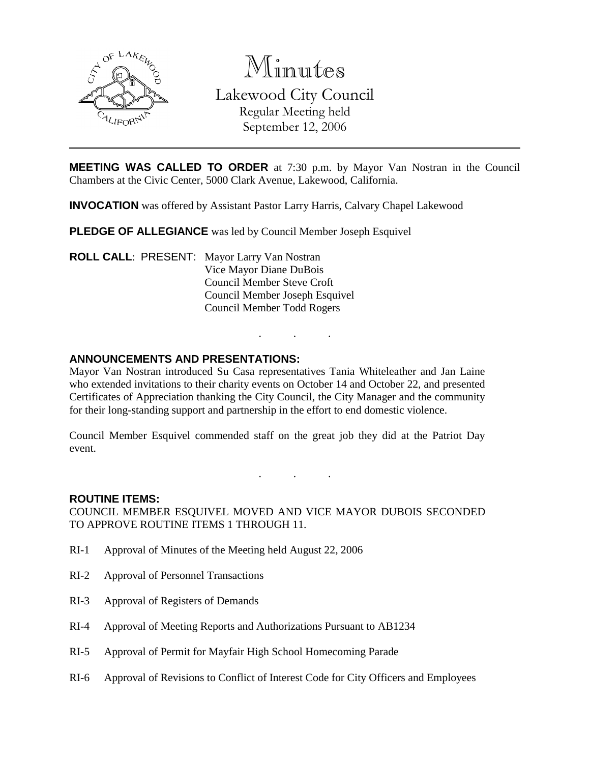# Minutes

## Lakewood City Council

Regular Meeting held
September 12, 2006

**MEETING WAS CALLED TO ORDER** at 7:30 p.m. by Mayor Van Nostran in the Council Chambers at the Civic Center, 5000 Clark Avenue, Lakewood, California.

**INVOCATION** was offered by Assistant Pastor Larry Harris, Calvary Chapel Lakewood

**PLEDGE OF ALLEGIANCE** was led by Council Member Joseph Esquivel

**ROLL CALL**: PRESENT: Mayor Larry Van Nostran
Vice Mayor Diane DuBois
Council Member Steve Croft
Council Member Joseph Esquivel
Council Member Todd Rogers

. . .

**ANNOUNCEMENTS AND PRESENTATIONS:**

Mayor Van Nostran introduced Su Casa representatives Tania Whiteleather and Jan Laine who extended invitations to their charity events on October 14 and October 22, and presented Certificates of Appreciation thanking the City Council, the City Manager and the community for their long-standing support and partnership in the effort to end domestic violence.

Council Member Esquivel commended staff on the great job they did at the Patriot Day event.

. . .

**ROUTINE ITEMS:**

COUNCIL MEMBER ESQUIVEL MOVED AND VICE MAYOR DUBOIS SECONDED TO APPROVE ROUTINE ITEMS 1 THROUGH 11.

RI-1 Approval of Minutes of the Meeting held August 22, 2006

RI-2 Approval of Personnel Transactions

RI-3 Approval of Registers of Demands

RI-4 Approval of Meeting Reports and Authorizations Pursuant to AB1234

RI-5 Approval of Permit for Mayfair High School Homecoming Parade

RI-6 Approval of Revisions to Conflict of Interest Code for City Officers and Employees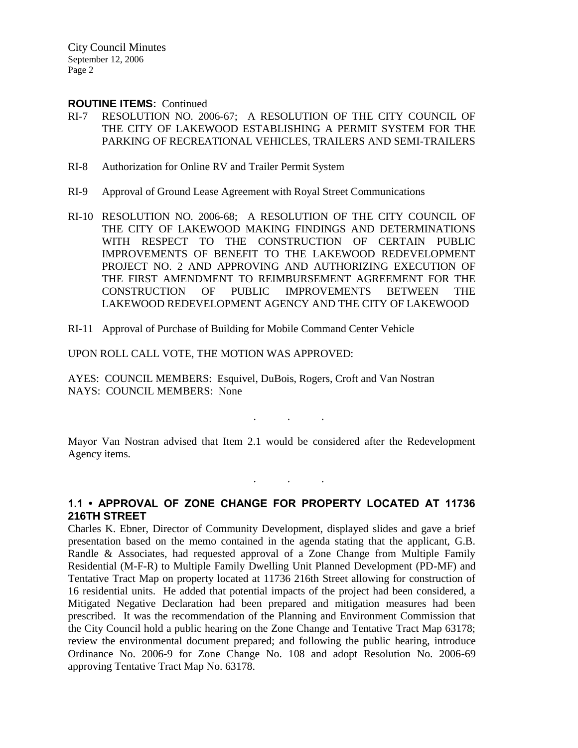**ROUTINE ITEMS:** Continued

RI-7 RESOLUTION NO. 2006-67; A RESOLUTION OF THE CITY COUNCIL OF THE CITY OF LAKEWOOD ESTABLISHING A PERMIT SYSTEM FOR THE PARKING OF RECREATIONAL VEHICLES, TRAILERS AND SEMI-TRAILERS

RI-8 Authorization for Online RV and Trailer Permit System

RI-9 Approval of Ground Lease Agreement with Royal Street Communications

RI-10 RESOLUTION NO. 2006-68; A RESOLUTION OF THE CITY COUNCIL OF THE CITY OF LAKEWOOD MAKING FINDINGS AND DETERMINATIONS WITH RESPECT TO THE CONSTRUCTION OF CERTAIN PUBLIC IMPROVEMENTS OF BENEFIT TO THE LAKEWOOD REDEVELOPMENT PROJECT NO. 2 AND APPROVING AND AUTHORIZING EXECUTION OF THE FIRST AMENDMENT TO REIMBURSEMENT AGREEMENT FOR THE CONSTRUCTION OF PUBLIC IMPROVEMENTS BETWEEN THE LAKEWOOD REDEVELOPMENT AGENCY AND THE CITY OF LAKEWOOD

RI-11 Approval of Purchase of Building for Mobile Command Center Vehicle

UPON ROLL CALL VOTE, THE MOTION WAS APPROVED:

AYES: COUNCIL MEMBERS: Esquivel, DuBois, Rogers, Croft and Van Nostran
NAYS: COUNCIL MEMBERS: None

. . .

Mayor Van Nostran advised that Item 2.1 would be considered after the Redevelopment Agency items.

. . .

**1.1 • APPROVAL OF ZONE CHANGE FOR PROPERTY LOCATED AT 11736 216TH STREET**

Charles K. Ebner, Director of Community Development, displayed slides and gave a brief presentation based on the memo contained in the agenda stating that the applicant, G.B. Randle & Associates, had requested approval of a Zone Change from Multiple Family Residential (M-F-R) to Multiple Family Dwelling Unit Planned Development (PD-MF) and Tentative Tract Map on property located at 11736 216th Street allowing for construction of 16 residential units. He added that potential impacts of the project had been considered, a Mitigated Negative Declaration had been prepared and mitigation measures had been prescribed. It was the recommendation of the Planning and Environment Commission that the City Council hold a public hearing on the Zone Change and Tentative Tract Map 63178; review the environmental document prepared; and following the public hearing, introduce Ordinance No. 2006-9 for Zone Change No. 108 and adopt Resolution No. 2006-69 approving Tentative Tract Map No. 63178.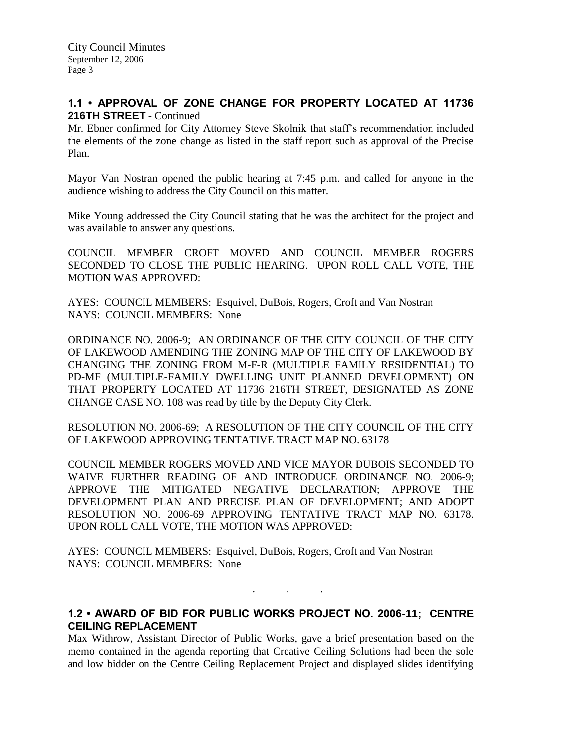## 1.1 • APPROVAL OF ZONE CHANGE FOR PROPERTY LOCATED AT 11736 216TH STREET - Continued

Mr. Ebner confirmed for City Attorney Steve Skolnik that staff's recommendation included the elements of the zone change as listed in the staff report such as approval of the Precise Plan.

Mayor Van Nostran opened the public hearing at 7:45 p.m. and called for anyone in the audience wishing to address the City Council on this matter.

Mike Young addressed the City Council stating that he was the architect for the project and was available to answer any questions.

COUNCIL MEMBER CROFT MOVED AND COUNCIL MEMBER ROGERS SECONDED TO CLOSE THE PUBLIC HEARING. UPON ROLL CALL VOTE, THE MOTION WAS APPROVED:

AYES: COUNCIL MEMBERS: Esquivel, DuBois, Rogers, Croft and Van Nostran
NAYS: COUNCIL MEMBERS: None

ORDINANCE NO. 2006-9; AN ORDINANCE OF THE CITY COUNCIL OF THE CITY OF LAKEWOOD AMENDING THE ZONING MAP OF THE CITY OF LAKEWOOD BY CHANGING THE ZONING FROM M-F-R (MULTIPLE FAMILY RESIDENTIAL) TO PD-MF (MULTIPLE-FAMILY DWELLING UNIT PLANNED DEVELOPMENT) ON THAT PROPERTY LOCATED AT 11736 216TH STREET, DESIGNATED AS ZONE CHANGE CASE NO. 108 was read by title by the Deputy City Clerk.

RESOLUTION NO. 2006-69; A RESOLUTION OF THE CITY COUNCIL OF THE CITY OF LAKEWOOD APPROVING TENTATIVE TRACT MAP NO. 63178

COUNCIL MEMBER ROGERS MOVED AND VICE MAYOR DUBOIS SECONDED TO WAIVE FURTHER READING OF AND INTRODUCE ORDINANCE NO. 2006-9; APPROVE THE MITIGATED NEGATIVE DECLARATION; APPROVE THE DEVELOPMENT PLAN AND PRECISE PLAN OF DEVELOPMENT; AND ADOPT RESOLUTION NO. 2006-69 APPROVING TENTATIVE TRACT MAP NO. 63178. UPON ROLL CALL VOTE, THE MOTION WAS APPROVED:

AYES: COUNCIL MEMBERS: Esquivel, DuBois, Rogers, Croft and Van Nostran
NAYS: COUNCIL MEMBERS: None

. . .

## 1.2 • AWARD OF BID FOR PUBLIC WORKS PROJECT NO. 2006-11; CENTRE CEILING REPLACEMENT

Max Withrow, Assistant Director of Public Works, gave a brief presentation based on the memo contained in the agenda reporting that Creative Ceiling Solutions had been the sole and low bidder on the Centre Ceiling Replacement Project and displayed slides identifying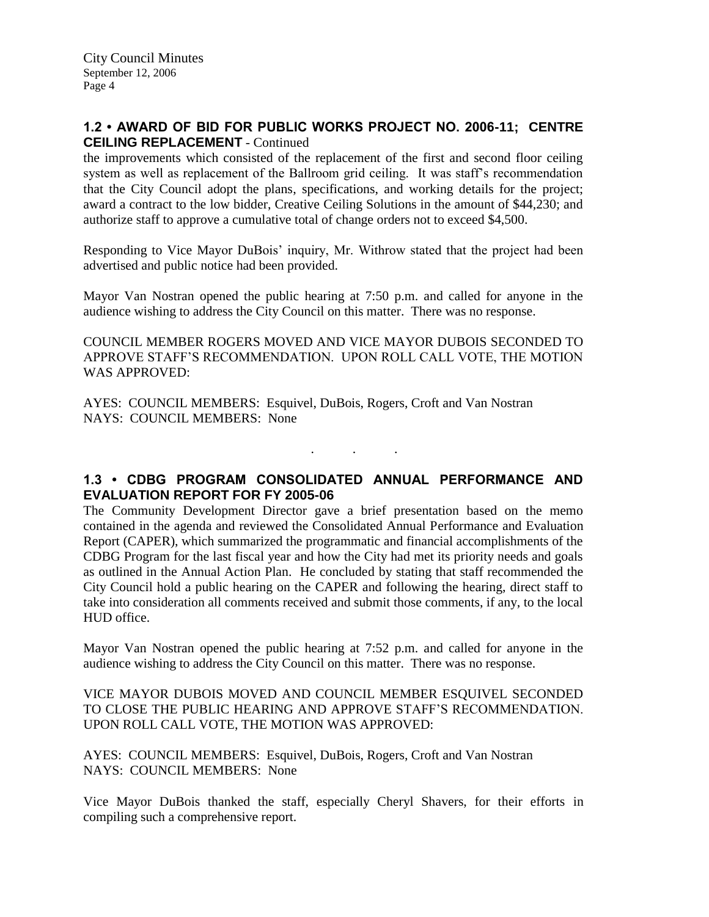## 1.2 • AWARD OF BID FOR PUBLIC WORKS PROJECT NO. 2006-11; CENTRE CEILING REPLACEMENT - Continued

the improvements which consisted of the replacement of the first and second floor ceiling system as well as replacement of the Ballroom grid ceiling. It was staff's recommendation that the City Council adopt the plans, specifications, and working details for the project; award a contract to the low bidder, Creative Ceiling Solutions in the amount of $44,230; and authorize staff to approve a cumulative total of change orders not to exceed $4,500.

Responding to Vice Mayor DuBois' inquiry, Mr. Withrow stated that the project had been advertised and public notice had been provided.

Mayor Van Nostran opened the public hearing at 7:50 p.m. and called for anyone in the audience wishing to address the City Council on this matter. There was no response.

COUNCIL MEMBER ROGERS MOVED AND VICE MAYOR DUBOIS SECONDED TO APPROVE STAFF'S RECOMMENDATION. UPON ROLL CALL VOTE, THE MOTION WAS APPROVED:

AYES: COUNCIL MEMBERS: Esquivel, DuBois, Rogers, Croft and Van Nostran
NAYS: COUNCIL MEMBERS: None

. . .

## 1.3 • CDBG PROGRAM CONSOLIDATED ANNUAL PERFORMANCE AND EVALUATION REPORT FOR FY 2005-06

The Community Development Director gave a brief presentation based on the memo contained in the agenda and reviewed the Consolidated Annual Performance and Evaluation Report (CAPER), which summarized the programmatic and financial accomplishments of the CDBG Program for the last fiscal year and how the City had met its priority needs and goals as outlined in the Annual Action Plan. He concluded by stating that staff recommended the City Council hold a public hearing on the CAPER and following the hearing, direct staff to take into consideration all comments received and submit those comments, if any, to the local HUD office.

Mayor Van Nostran opened the public hearing at 7:52 p.m. and called for anyone in the audience wishing to address the City Council on this matter. There was no response.

VICE MAYOR DUBOIS MOVED AND COUNCIL MEMBER ESQUIVEL SECONDED TO CLOSE THE PUBLIC HEARING AND APPROVE STAFF'S RECOMMENDATION. UPON ROLL CALL VOTE, THE MOTION WAS APPROVED:

AYES: COUNCIL MEMBERS: Esquivel, DuBois, Rogers, Croft and Van Nostran
NAYS: COUNCIL MEMBERS: None

Vice Mayor DuBois thanked the staff, especially Cheryl Shavers, for their efforts in compiling such a comprehensive report.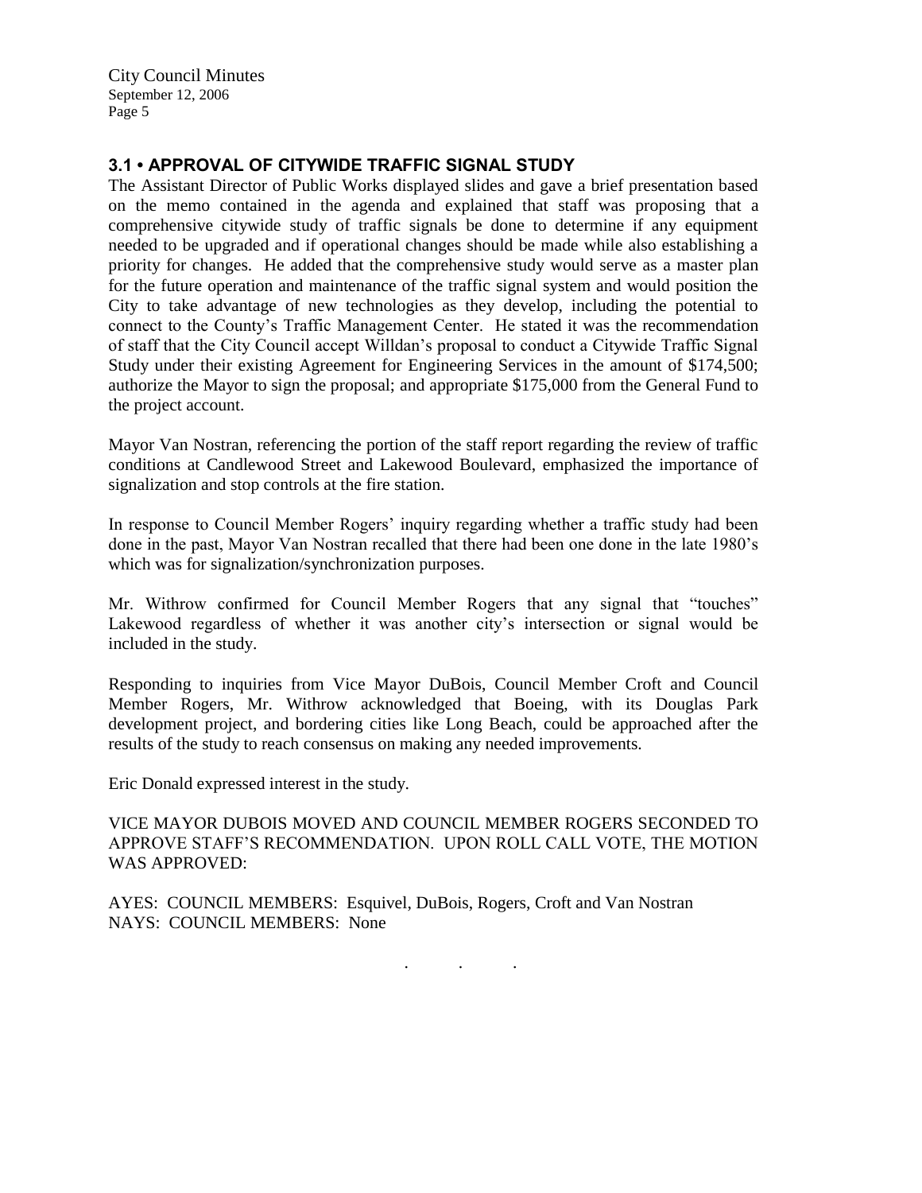### 3.1 • APPROVAL OF CITYWIDE TRAFFIC SIGNAL STUDY

The Assistant Director of Public Works displayed slides and gave a brief presentation based on the memo contained in the agenda and explained that staff was proposing that a comprehensive citywide study of traffic signals be done to determine if any equipment needed to be upgraded and if operational changes should be made while also establishing a priority for changes. He added that the comprehensive study would serve as a master plan for the future operation and maintenance of the traffic signal system and would position the City to take advantage of new technologies as they develop, including the potential to connect to the County's Traffic Management Center. He stated it was the recommendation of staff that the City Council accept Willdan's proposal to conduct a Citywide Traffic Signal Study under their existing Agreement for Engineering Services in the amount of $174,500; authorize the Mayor to sign the proposal; and appropriate $175,000 from the General Fund to the project account.

Mayor Van Nostran, referencing the portion of the staff report regarding the review of traffic conditions at Candlewood Street and Lakewood Boulevard, emphasized the importance of signalization and stop controls at the fire station.

In response to Council Member Rogers' inquiry regarding whether a traffic study had been done in the past, Mayor Van Nostran recalled that there had been one done in the late 1980's which was for signalization/synchronization purposes.

Mr. Withrow confirmed for Council Member Rogers that any signal that "touches" Lakewood regardless of whether it was another city's intersection or signal would be included in the study.

Responding to inquiries from Vice Mayor DuBois, Council Member Croft and Council Member Rogers, Mr. Withrow acknowledged that Boeing, with its Douglas Park development project, and bordering cities like Long Beach, could be approached after the results of the study to reach consensus on making any needed improvements.

Eric Donald expressed interest in the study.

VICE MAYOR DUBOIS MOVED AND COUNCIL MEMBER ROGERS SECONDED TO APPROVE STAFF'S RECOMMENDATION. UPON ROLL CALL VOTE, THE MOTION WAS APPROVED:

AYES: COUNCIL MEMBERS: Esquivel, DuBois, Rogers, Croft and Van Nostran
NAYS: COUNCIL MEMBERS: None

. . .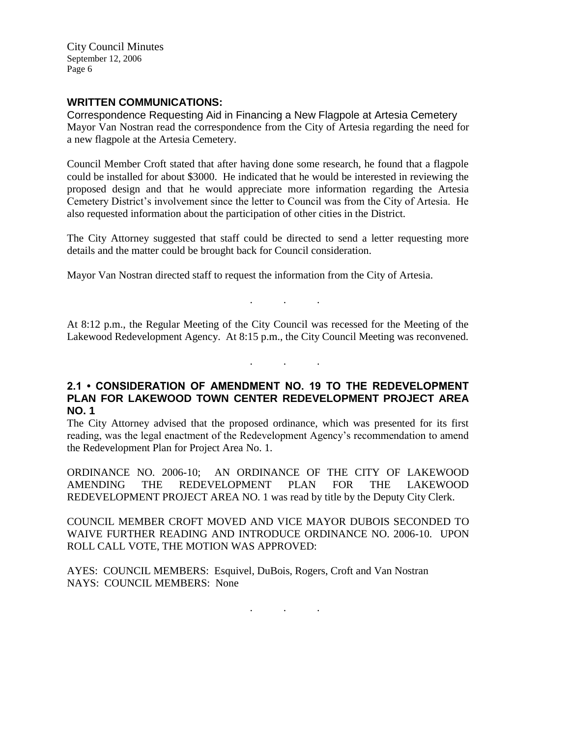## WRITTEN COMMUNICATIONS:

Correspondence Requesting Aid in Financing a New Flagpole at Artesia Cemetery

Mayor Van Nostran read the correspondence from the City of Artesia regarding the need for a new flagpole at the Artesia Cemetery.

Council Member Croft stated that after having done some research, he found that a flagpole could be installed for about $3000. He indicated that he would be interested in reviewing the proposed design and that he would appreciate more information regarding the Artesia Cemetery District's involvement since the letter to Council was from the City of Artesia. He also requested information about the participation of other cities in the District.

The City Attorney suggested that staff could be directed to send a letter requesting more details and the matter could be brought back for Council consideration.

Mayor Van Nostran directed staff to request the information from the City of Artesia.

. . .

At 8:12 p.m., the Regular Meeting of the City Council was recessed for the Meeting of the Lakewood Redevelopment Agency. At 8:15 p.m., the City Council Meeting was reconvened.

. . .

## 2.1 • CONSIDERATION OF AMENDMENT NO. 19 TO THE REDEVELOPMENT PLAN FOR LAKEWOOD TOWN CENTER REDEVELOPMENT PROJECT AREA NO. 1

The City Attorney advised that the proposed ordinance, which was presented for its first reading, was the legal enactment of the Redevelopment Agency's recommendation to amend the Redevelopment Plan for Project Area No. 1.

ORDINANCE NO. 2006-10; AN ORDINANCE OF THE CITY OF LAKEWOOD AMENDING THE REDEVELOPMENT PLAN FOR THE LAKEWOOD REDEVELOPMENT PROJECT AREA NO. 1 was read by title by the Deputy City Clerk.

COUNCIL MEMBER CROFT MOVED AND VICE MAYOR DUBOIS SECONDED TO WAIVE FURTHER READING AND INTRODUCE ORDINANCE NO. 2006-10. UPON ROLL CALL VOTE, THE MOTION WAS APPROVED:

AYES: COUNCIL MEMBERS: Esquivel, DuBois, Rogers, Croft and Van Nostran
NAYS: COUNCIL MEMBERS: None

. . .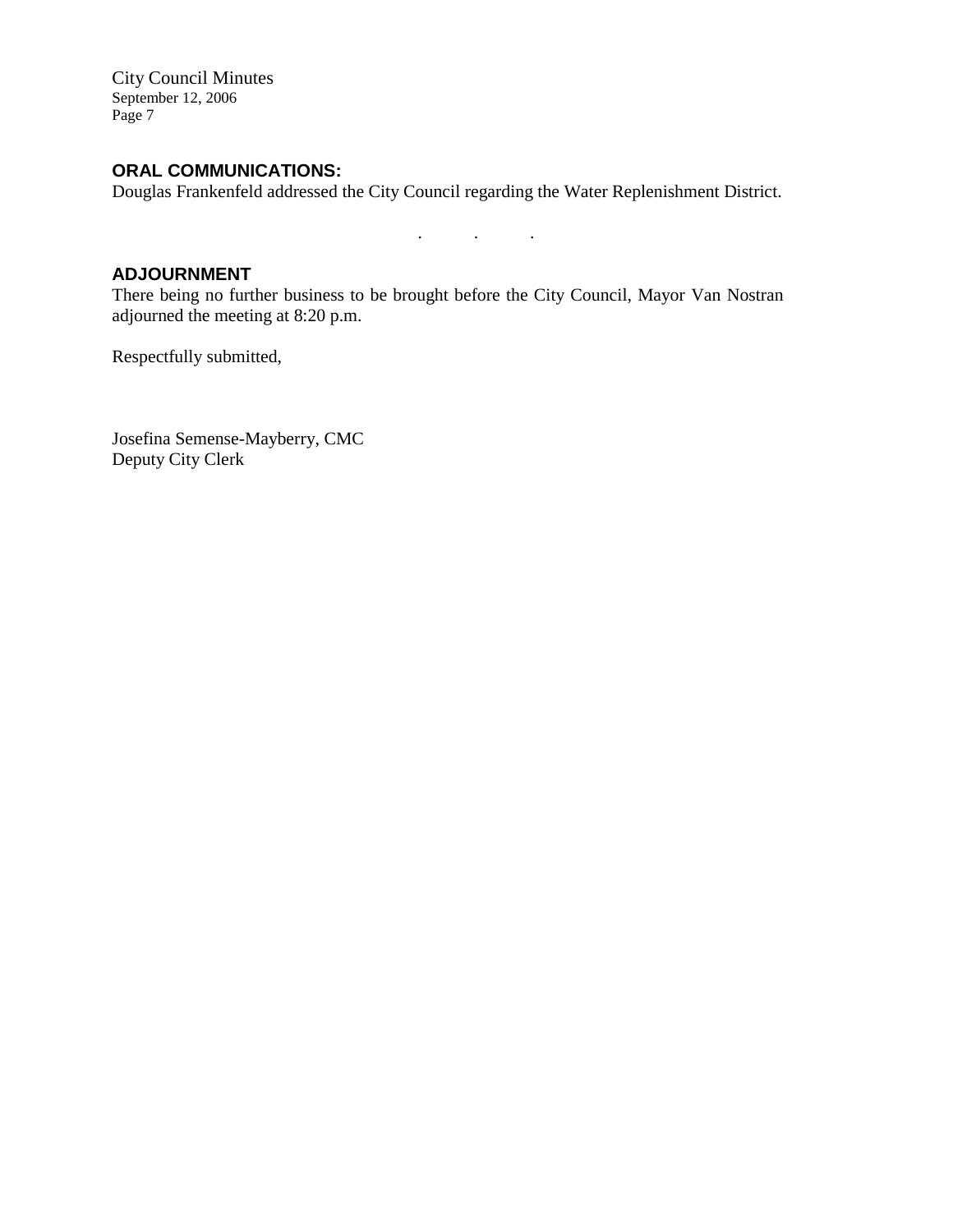## ORAL COMMUNICATIONS:

Douglas Frankenfeld addressed the City Council regarding the Water Replenishment District.

. . .

## ADJOURNMENT

There being no further business to be brought before the City Council, Mayor Van Nostran adjourned the meeting at 8:20 p.m.

Respectfully submitted,

Josefina Semense-Mayberry, CMC
Deputy City Clerk